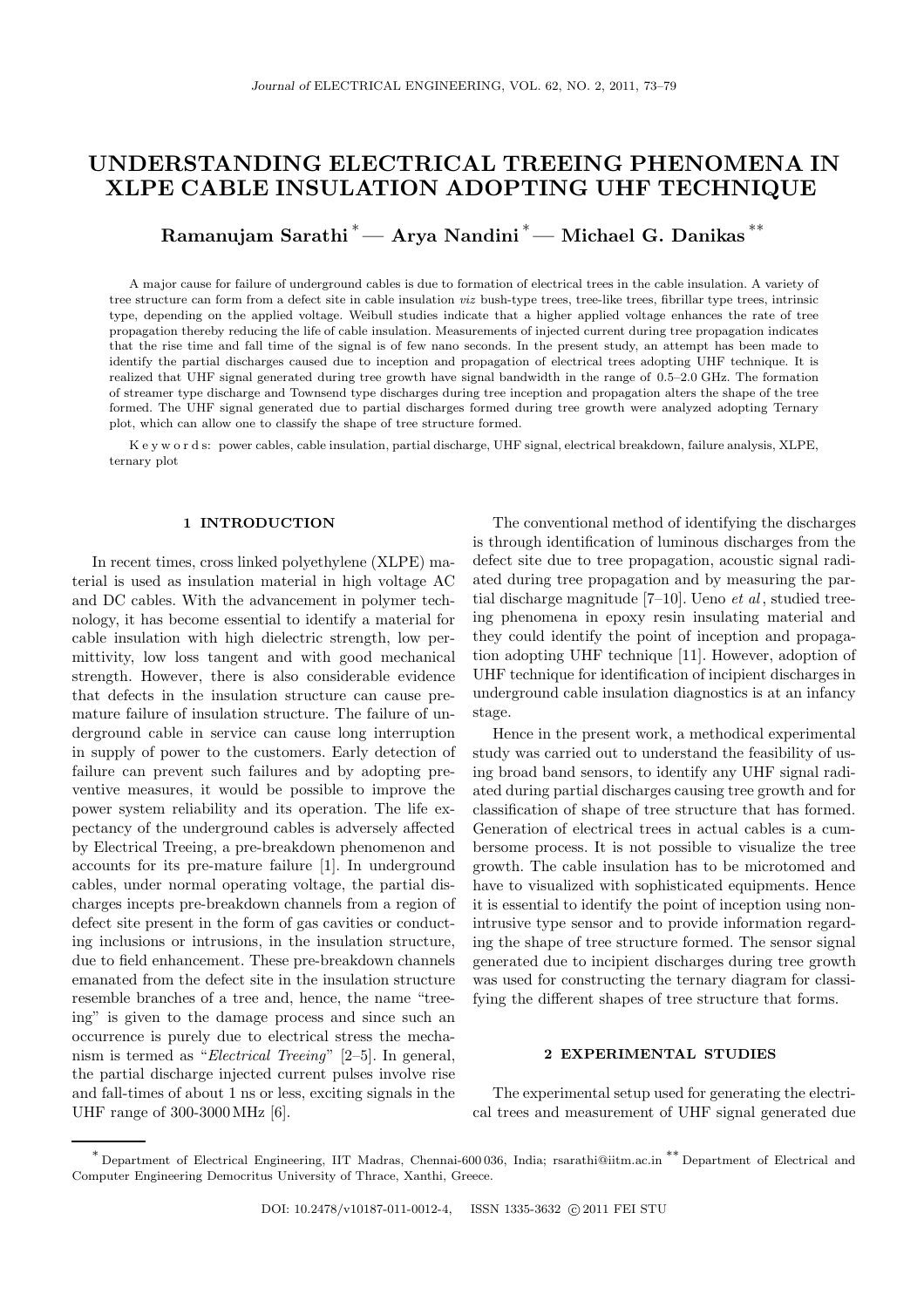# UNDERSTANDING ELECTRICAL TREEING PHENOMENA IN XLPE CABLE INSULATION ADOPTING UHF TECHNIQUE

**Ramanujam Sarathi [*] — Arya Nandini [*] — Michael G. Danikas [**]**

A major cause for failure of underground cables is due to formation of electrical trees in the cable insulation. A variety of tree structure can form from a defect site in cable insulation *viz* bush-type trees, tree-like trees, fibrillar type trees, intrinsic type, depending on the applied voltage. Weibull studies indicate that a higher applied voltage enhances the rate of tree propagation thereby reducing the life of cable insulation. Measurements of injected current during tree propagation indicates that the rise time and fall time of the signal is of few nano seconds. In the present study, an attempt has been made to identify the partial discharges caused due to inception and propagation of electrical trees adopting UHF technique. It is realized that UHF signal generated during tree growth have signal bandwidth in the range of 0.5–2.0 GHz. The formation of streamer type discharge and Townsend type discharges during tree inception and propagation alters the shape of the tree formed. The UHF signal generated due to partial discharges formed during tree growth were analyzed adopting Ternary plot, which can allow one to classify the shape of tree structure formed.

K e y w o r d s: power cables, cable insulation, partial discharge, UHF signal, electrical breakdown, failure analysis, XLPE, ternary plot

## 1 INTRODUCTION

In recent times, cross linked polyethylene (XLPE) material is used as insulation material in high voltage AC and DC cables. With the advancement in polymer technology, it has become essential to identify a material for cable insulation with high dielectric strength, low permittivity, low loss tangent and with good mechanical strength. However, there is also considerable evidence that defects in the insulation structure can cause premature failure of insulation structure. The failure of underground cable in service can cause long interruption in supply of power to the customers. Early detection of failure can prevent such failures and by adopting preventive measures, it would be possible to improve the power system reliability and its operation. The life expectancy of the underground cables is adversely affected by Electrical Treeing, a pre-breakdown phenomenon and accounts for its pre-mature failure [1]. In underground cables, under normal operating voltage, the partial discharges incepts pre-breakdown channels from a region of defect site present in the form of gas cavities or conducting inclusions or intrusions, in the insulation structure, due to field enhancement. These pre-breakdown channels emanated from the defect site in the insulation structure resemble branches of a tree and, hence, the name "treeing" is given to the damage process and since such an occurrence is purely due to electrical stress the mechanism is termed as "*Electrical Treeing*" [2–5]. In general, the partial discharge injected current pulses involve rise and fall-times of about 1 ns or less, exciting signals in the UHF range of 300-3000 MHz [6].

The conventional method of identifying the discharges is through identification of luminous discharges from the defect site due to tree propagation, acoustic signal radiated during tree propagation and by measuring the partial discharge magnitude [7–10]. Ueno *et al*, studied treeing phenomena in epoxy resin insulating material and they could identify the point of inception and propagation adopting UHF technique [11]. However, adoption of UHF technique for identification of incipient discharges in underground cable insulation diagnostics is at an infancy stage.

Hence in the present work, a methodical experimental study was carried out to understand the feasibility of using broad band sensors, to identify any UHF signal radiated during partial discharges causing tree growth and for classification of shape of tree structure that has formed. Generation of electrical trees in actual cables is a cumbersome process. It is not possible to visualize the tree growth. The cable insulation has to be microtomed and have to visualized with sophisticated equipments. Hence it is essential to identify the point of inception using non-intrusive type sensor and to provide information regarding the shape of tree structure formed. The sensor signal generated due to incipient discharges during tree growth was used for constructing the ternary diagram for classifying the different shapes of tree structure that forms.

## 2 EXPERIMENTAL STUDIES

The experimental setup used for generating the electrical trees and measurement of UHF signal generated due

[*] Department of Electrical Engineering, IIT Madras, Chennai-600 036, India; rsarathi@iitm.ac.in [**] Department of Electrical and Computer Engineering Democritus University of Thrace, Xanthi, Greece.

DOI: 10.2478/v10187-011-0012-4, ISSN 1335-3632 © 2011 FEI STU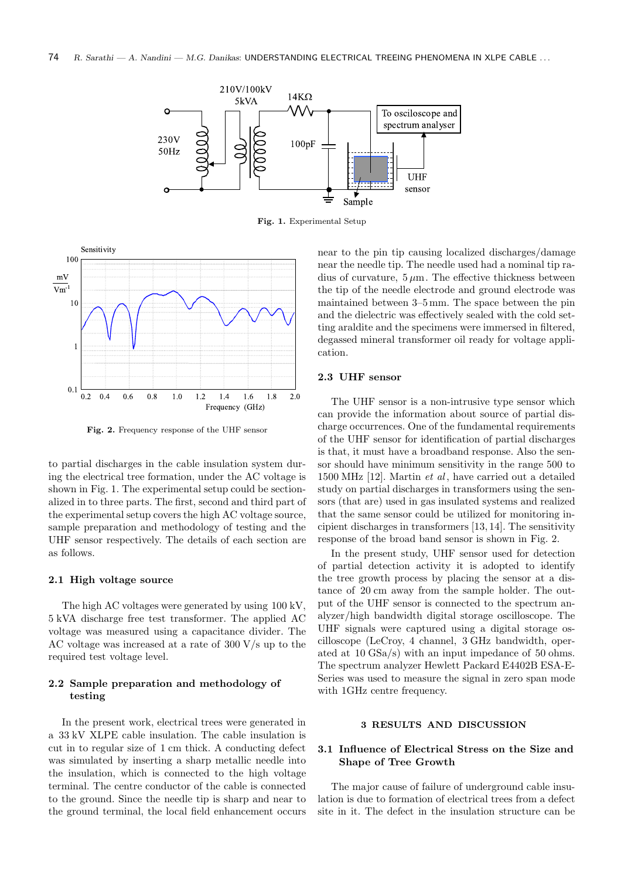Fig. 1. Experimental Setup

Fig. 2. Frequency response of the UHF sensor

to partial discharges in the cable insulation system during the electrical tree formation, under the AC voltage is shown in Fig. 1. The experimental setup could be sectionalized in to three parts. The first, second and third part of the experimental setup covers the high AC voltage source, sample preparation and methodology of testing and the UHF sensor respectively. The details of each section are as follows.

### 2.1 High voltage source

The high AC voltages were generated by using 100 kV, 5 kVA discharge free test transformer. The applied AC voltage was measured using a capacitance divider. The AC voltage was increased at a rate of 300 V/s up to the required test voltage level.

### 2.2 Sample preparation and methodology of testing

In the present work, electrical trees were generated in a 33 kV XLPE cable insulation. The cable insulation is cut in to regular size of 1 cm thick. A conducting defect was simulated by inserting a sharp metallic needle into the insulation, which is connected to the high voltage terminal. The centre conductor of the cable is connected to the ground. Since the needle tip is sharp and near to the ground terminal, the local field enhancement occurs near to the pin tip causing localized discharges/damage near the needle tip. The needle used had a nominal tip radius of curvature, $5\,\mu$m. The effective thickness between the tip of the needle electrode and ground electrode was maintained between 3–5 mm. The space between the pin and the dielectric was effectively sealed with the cold setting araldite and the specimens were immersed in filtered, degassed mineral transformer oil ready for voltage application.

### 2.3 UHF sensor

The UHF sensor is a non-intrusive type sensor which can provide the information about source of partial discharge occurrences. One of the fundamental requirements of the UHF sensor for identification of partial discharges is that, it must have a broadband response. Also the sensor should have minimum sensitivity in the range 500 to 1500 MHz [12]. Martin *et al*, have carried out a detailed study on partial discharges in transformers using the sensors (that are) used in gas insulated systems and realized that the same sensor could be utilized for monitoring incipient discharges in transformers [13, 14]. The sensitivity response of the broad band sensor is shown in Fig. 2.

In the present study, UHF sensor used for detection of partial detection activity it is adopted to identify the tree growth process by placing the sensor at a distance of 20 cm away from the sample holder. The output of the UHF sensor is connected to the spectrum analyzer/high bandwidth digital storage oscilloscope. The UHF signals were captured using a digital storage oscilloscope (LeCroy, 4 channel, 3 GHz bandwidth, operated at 10 GSa/s) with an input impedance of 50 ohms. The spectrum analyzer Hewlett Packard E4402B ESA-E-Series was used to measure the signal in zero span mode with 1GHz centre frequency.

## 3 RESULTS AND DISCUSSION

### 3.1 Influence of Electrical Stress on the Size and Shape of Tree Growth

The major cause of failure of underground cable insulation is due to formation of electrical trees from a defect site in it. The defect in the insulation structure can be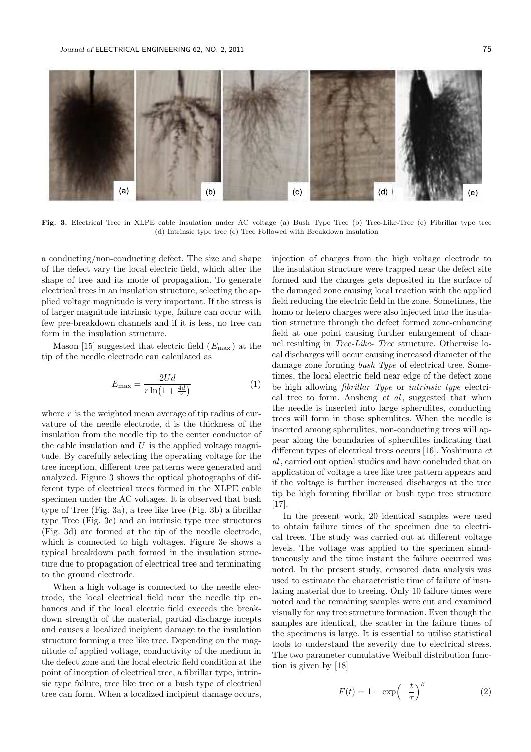**Fig. 3.** Electrical Tree in XLPE cable Insulation under AC voltage (a) Bush Type Tree (b) Tree-Like-Tree (c) Fibrillar type tree (d) Intrinsic type tree (e) Tree Followed with Breakdown insulation

a conducting/non-conducting defect. The size and shape of the defect vary the local electric field, which alter the shape of tree and its mode of propagation. To generate electrical trees in an insulation structure, selecting the applied voltage magnitude is very important. If the stress is of larger magnitude intrinsic type, failure can occur with few pre-breakdown channels and if it is less, no tree can form in the insulation structure.

Mason [15] suggested that electric field ($E_{\max}$) at the tip of the needle electrode can calculated as

$$E_{\max} = \frac{2Ud}{r\ln\left(1+\frac{4d}{r}\right)} \tag{1}$$

where $r$ is the weighted mean average of tip radius of curvature of the needle electrode, d is the thickness of the insulation from the needle tip to the center conductor of the cable insulation and $U$ is the applied voltage magnitude. By carefully selecting the operating voltage for the tree inception, different tree patterns were generated and analyzed. Figure 3 shows the optical photographs of different type of electrical trees formed in the XLPE cable specimen under the AC voltages. It is observed that bush type of Tree (Fig. 3a), a tree like tree (Fig. 3b) a fibrillar type Tree (Fig. 3c) and an intrinsic type tree structures (Fig. 3d) are formed at the tip of the needle electrode, which is connected to high voltages. Figure 3e shows a typical breakdown path formed in the insulation structure due to propagation of electrical tree and terminating to the ground electrode.

When a high voltage is connected to the needle electrode, the local electrical field near the needle tip enhances and if the local electric field exceeds the breakdown strength of the material, partial discharge incepts and causes a localized incipient damage to the insulation structure forming a tree like tree. Depending on the magnitude of applied voltage, conductivity of the medium in the defect zone and the local electric field condition at the point of inception of electrical tree, a fibrillar type, intrinsic type failure, tree like tree or a bush type of electrical tree can form. When a localized incipient damage occurs, injection of charges from the high voltage electrode to the insulation structure were trapped near the defect site formed and the charges gets deposited in the surface of the damaged zone causing local reaction with the applied field reducing the electric field in the zone. Sometimes, the homo or hetero charges were also injected into the insulation structure through the defect formed zone-enhancing field at one point causing further enlargement of channel resulting in *Tree-Like- Tree* structure. Otherwise local discharges will occur causing increased diameter of the damage zone forming *bush Type* of electrical tree. Sometimes, the local electric field near edge of the defect zone be high allowing *fibrillar Type* or *intrinsic type* electrical tree to form. Ansheng *et al*, suggested that when the needle is inserted into large spherulites, conducting trees will form in those spherulites. When the needle is inserted among spherulites, non-conducting trees will appear along the boundaries of spherulites indicating that different types of electrical trees occurs [16]. Yoshimura *et al*, carried out optical studies and have concluded that on application of voltage a tree like tree pattern appears and if the voltage is further increased discharges at the tree tip be high forming fibrillar or bush type tree structure [17].

In the present work, 20 identical samples were used to obtain failure times of the specimen due to electrical trees. The study was carried out at different voltage levels. The voltage was applied to the specimen simultaneously and the time instant the failure occurred was noted. In the present study, censored data analysis was used to estimate the characteristic time of failure of insulating material due to treeing. Only 10 failure times were noted and the remaining samples were cut and examined visually for any tree structure formation. Even though the samples are identical, the scatter in the failure times of the specimens is large. It is essential to utilise statistical tools to understand the severity due to electrical stress. The two parameter cumulative Weibull distribution function is given by [18]

$$F(t) = 1 - \exp\Big(-\frac{t}{\tau}\Big)^{\beta} \tag{2}$$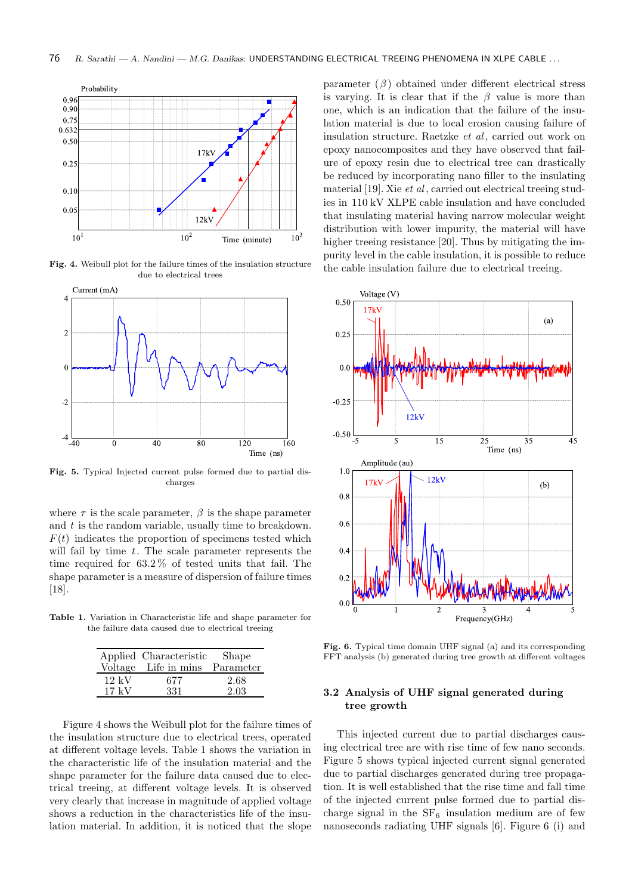Fig. 4. Weibull plot for the failure times of the insulation structure due to electrical trees

Fig. 5. Typical Injected current pulse formed due to partial discharges

where $\tau$ is the scale parameter, $\beta$ is the shape parameter and $t$ is the random variable, usually time to breakdown. $F(t)$ indicates the proportion of specimens tested which will fail by time $t$. The scale parameter represents the time required for 63.2 % of tested units that fail. The shape parameter is a measure of dispersion of failure times [18].

Table 1. Variation in Characteristic life and shape parameter for the failure data caused due to electrical treeing

| Applied Voltage | Characteristic Life in mins | Shape Parameter |
|---|---|---|
| 12 kV | 677 | 2.68 |
| 17 kV | 331 | 2.03 |

Figure 4 shows the Weibull plot for the failure times of the insulation structure due to electrical trees, operated at different voltage levels. Table 1 shows the variation in the characteristic life of the insulation material and the shape parameter for the failure data caused due to electrical treeing, at different voltage levels. It is observed very clearly that increase in magnitude of applied voltage shows a reduction in the characteristics life of the insulation material. In addition, it is noticed that the slope parameter ($\beta$) obtained under different electrical stress is varying. It is clear that if the $\beta$ value is more than one, which is an indication that the failure of the insulation material is due to local erosion causing failure of insulation structure. Raetzke *et al*, carried out work on epoxy nanocomposites and they have observed that failure of epoxy resin due to electrical tree can drastically be reduced by incorporating nano filler to the insulating material [19]. Xie *et al*, carried out electrical treeing studies in 110 kV XLPE cable insulation and have concluded that insulating material having narrow molecular weight distribution with lower impurity, the material will have higher treeing resistance [20]. Thus by mitigating the impurity level in the cable insulation, it is possible to reduce the cable insulation failure due to electrical treeing.

Fig. 6. Typical time domain UHF signal (a) and its corresponding FFT analysis (b) generated during tree growth at different voltages

### 3.2 Analysis of UHF signal generated during tree growth

This injected current due to partial discharges causing electrical tree are with rise time of few nano seconds. Figure 5 shows typical injected current signal generated due to partial discharges generated during tree propagation. It is well established that the rise time and fall time of the injected current pulse formed due to partial discharge signal in the $SF_6$ insulation medium are of few nanoseconds radiating UHF signals [6]. Figure 6 (i) and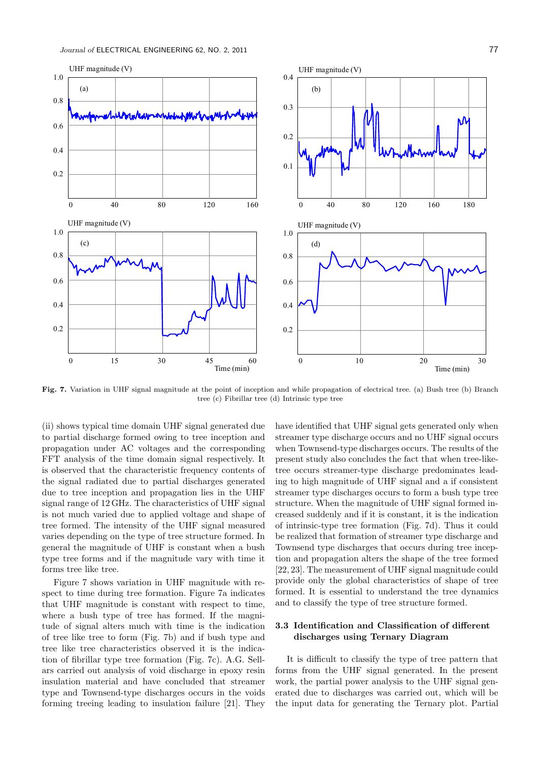**Fig. 7.** Variation in UHF signal magnitude at the point of inception and while propagation of electrical tree. (a) Bush tree (b) Branch tree (c) Fibrillar tree (d) Intrinsic type tree

(ii) shows typical time domain UHF signal generated due to partial discharge formed owing to tree inception and propagation under AC voltages and the corresponding FFT analysis of the time domain signal respectively. It is observed that the characteristic frequency contents of the signal radiated due to partial discharges generated due to tree inception and propagation lies in the UHF signal range of 12 GHz. The characteristics of UHF signal is not much varied due to applied voltage and shape of tree formed. The intensity of the UHF signal measured varies depending on the type of tree structure formed. In general the magnitude of UHF is constant when a bush type tree forms and if the magnitude vary with time it forms tree like tree.

Figure 7 shows variation in UHF magnitude with respect to time during tree formation. Figure 7a indicates that UHF magnitude is constant with respect to time, where a bush type of tree has formed. If the magnitude of signal alters much with time is the indication of tree like tree to form (Fig. 7b) and if bush type and tree like tree characteristics observed it is the indication of fibrillar type tree formation (Fig. 7c). A.G. Sellars carried out analysis of void discharge in epoxy resin insulation material and have concluded that streamer type and Townsend-type discharges occurs in the voids forming treeing leading to insulation failure [21]. They have identified that UHF signal gets generated only when streamer type discharge occurs and no UHF signal occurs when Townsend-type discharges occurs. The results of the present study also concludes the fact that when tree-like-tree occurs streamer-type discharge predominates leading to high magnitude of UHF signal and a if consistent streamer type discharges occurs to form a bush type tree structure. When the magnitude of UHF signal formed increased suddenly and if it is constant, it is the indication of intrinsic-type tree formation (Fig. 7d). Thus it could be realized that formation of streamer type discharge and Townsend type discharges that occurs during tree inception and propagation alters the shape of the tree formed [22, 23]. The measurement of UHF signal magnitude could provide only the global characteristics of shape of tree formed. It is essential to understand the tree dynamics and to classify the type of tree structure formed.

### 3.3 Identification and Classification of different discharges using Ternary Diagram

It is difficult to classify the type of tree pattern that forms from the UHF signal generated. In the present work, the partial power analysis to the UHF signal generated due to discharges was carried out, which will be the input data for generating the Ternary plot. Partial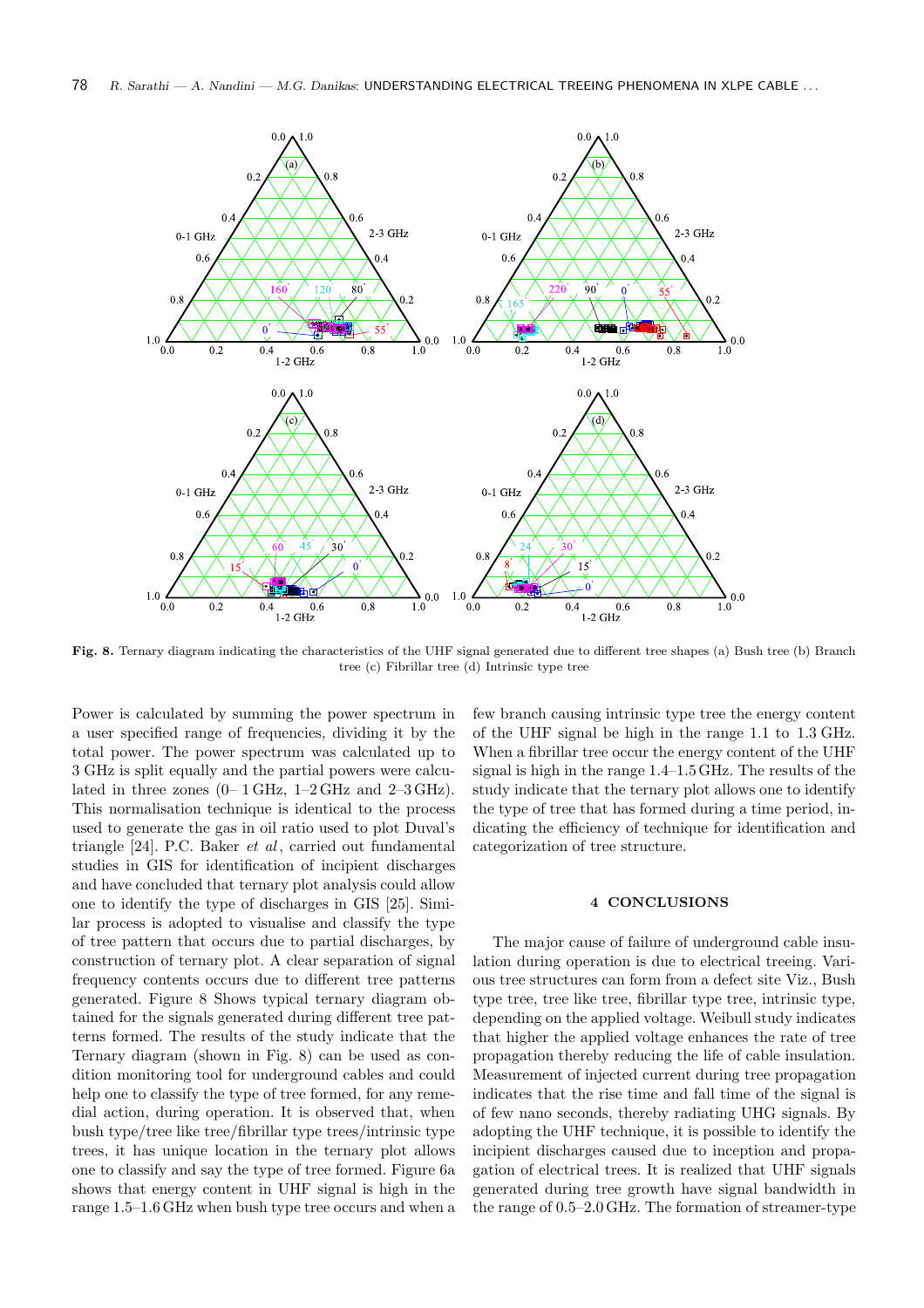**Fig. 8.** Ternary diagram indicating the characteristics of the UHF signal generated due to different tree shapes (a) Bush tree (b) Branch tree (c) Fibrillar tree (d) Intrinsic type tree

Power is calculated by summing the power spectrum in a user specified range of frequencies, dividing it by the total power. The power spectrum was calculated up to 3 GHz is split equally and the partial powers were calculated in three zones (0– 1 GHz, 1–2 GHz and 2–3 GHz). This normalisation technique is identical to the process used to generate the gas in oil ratio used to plot Duval's triangle [24]. P.C. Baker *et al*, carried out fundamental studies in GIS for identification of incipient discharges and have concluded that ternary plot analysis could allow one to identify the type of discharges in GIS [25]. Similar process is adopted to visualise and classify the type of tree pattern that occurs due to partial discharges, by construction of ternary plot. A clear separation of signal frequency contents occurs due to different tree patterns generated. Figure 8 Shows typical ternary diagram obtained for the signals generated during different tree patterns formed. The results of the study indicate that the Ternary diagram (shown in Fig. 8) can be used as condition monitoring tool for underground cables and could help one to classify the type of tree formed, for any remedial action, during operation. It is observed that, when bush type/tree like tree/fibrillar type trees/intrinsic type trees, it has unique location in the ternary plot allows one to classify and say the type of tree formed. Figure 6a shows that energy content in UHF signal is high in the range 1.5–1.6 GHz when bush type tree occurs and when a few branch causing intrinsic type tree the energy content of the UHF signal be high in the range 1.1 to 1.3 GHz. When a fibrillar tree occur the energy content of the UHF signal is high in the range 1.4–1.5 GHz. The results of the study indicate that the ternary plot allows one to identify the type of tree that has formed during a time period, indicating the efficiency of technique for identification and categorization of tree structure.

## 4 CONCLUSIONS

The major cause of failure of underground cable insulation during operation is due to electrical treeing. Various tree structures can form from a defect site Viz., Bush type tree, tree like tree, fibrillar type tree, intrinsic type, depending on the applied voltage. Weibull study indicates that higher the applied voltage enhances the rate of tree propagation thereby reducing the life of cable insulation. Measurement of injected current during tree propagation indicates that the rise time and fall time of the signal is of few nano seconds, thereby radiating UHG signals. By adopting the UHF technique, it is possible to identify the incipient discharges caused due to inception and propagation of electrical trees. It is realized that UHF signals generated during tree growth have signal bandwidth in the range of 0.5–2.0 GHz. The formation of streamer-type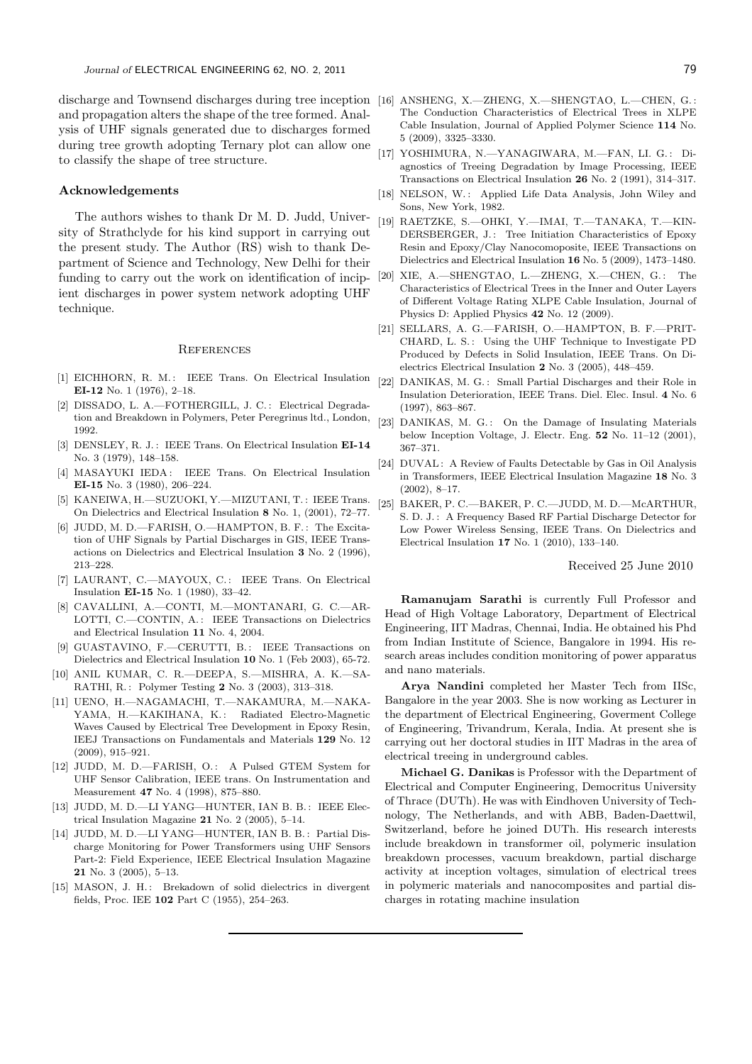discharge and Townsend discharges during tree inception and propagation alters the shape of the tree formed. Analysis of UHF signals generated due to discharges formed during tree growth adopting Ternary plot can allow one to classify the shape of tree structure.

#### Acknowledgements

The authors wishes to thank Dr M. D. Judd, University of Strathclyde for his kind support in carrying out the present study. The Author (RS) wish to thank Department of Science and Technology, New Delhi for their funding to carry out the work on identification of incipient discharges in power system network adopting UHF technique.

## References

[1] EICHHORN, R. M.: IEEE Trans. On Electrical Insulation **EI-12** No. 1 (1976), 2–18.

[2] DISSADO, L. A.—FOTHERGILL, J. C.: Electrical Degradation and Breakdown in Polymers, Peter Peregrinus ltd., London, 1992.

[3] DENSLEY, R. J.: IEEE Trans. On Electrical Insulation **EI-14** No. 3 (1979), 148–158.

[4] MASAYUKI IEDA: IEEE Trans. On Electrical Insulation **EI-15** No. 3 (1980), 206–224.

[5] KANEIWA, H.—SUZUOKI, Y.—MIZUTANI, T.: IEEE Trans. On Dielectrics and Electrical Insulation **8** No. 1, (2001), 72–77.

[6] JUDD, M. D.—FARISH, O.—HAMPTON, B. F.: The Excitation of UHF Signals by Partial Discharges in GIS, IEEE Transactions on Dielectrics and Electrical Insulation **3** No. 2 (1996), 213–228.

[7] LAURANT, C.—MAYOUX, C.: IEEE Trans. On Electrical Insulation **EI-15** No. 1 (1980), 33–42.

[8] CAVALLINI, A.—CONTI, M.—MONTANARI, G. C.—ARLOTTI, C.—CONTIN, A.: IEEE Transactions on Dielectrics and Electrical Insulation **11** No. 4, 2004.

[9] GUASTAVINO, F.—CERUTTI, B.: IEEE Transactions on Dielectrics and Electrical Insulation **10** No. 1 (Feb 2003), 65-72.

[10] ANIL KUMAR, C. R.—DEEPA, S.—MISHRA, A. K.—SARATHI, R.: Polymer Testing **2** No. 3 (2003), 313–318.

[11] UENO, H.—NAGAMACHI, T.—NAKAMURA, M.—NAKAYAMA, H.—KAKIHANA, K.: Radiated Electro-Magnetic Waves Caused by Electrical Tree Development in Epoxy Resin, IEEJ Transactions on Fundamentals and Materials **129** No. 12 (2009), 915–921.

[12] JUDD, M. D.—FARISH, O.: A Pulsed GTEM System for UHF Sensor Calibration, IEEE trans. On Instrumentation and Measurement **47** No. 4 (1998), 875–880.

[13] JUDD, M. D.—LI YANG—HUNTER, IAN B. B.: IEEE Electrical Insulation Magazine **21** No. 2 (2005), 5–14.

[14] JUDD, M. D.—LI YANG—HUNTER, IAN B. B.: Partial Discharge Monitoring for Power Transformers using UHF Sensors Part-2: Field Experience, IEEE Electrical Insulation Magazine **21** No. 3 (2005), 5–13.

[15] MASON, J. H.: Brekadown of solid dielectrics in divergent fields, Proc. IEE **102** Part C (1955), 254–263.

[16] ANSHENG, X.—ZHENG, X.—SHENGTAO, L.—CHEN, G.: The Conduction Characteristics of Electrical Trees in XLPE Cable Insulation, Journal of Applied Polymer Science **114** No. 5 (2009), 3325–3330.

[17] YOSHIMURA, N.—YANAGIWARA, M.—FAN, LI. G.: Diagnostics of Treeing Degradation by Image Processing, IEEE Transactions on Electrical Insulation **26** No. 2 (1991), 314–317.

[18] NELSON, W.: Applied Life Data Analysis, John Wiley and Sons, New York, 1982.

[19] RAETZKE, S.—OHKI, Y.—IMAI, T.—TANAKA, T.—KINDERSBERGER, J.: Tree Initiation Characteristics of Epoxy Resin and Epoxy/Clay Nanocomoposite, IEEE Transactions on Dielectrics and Electrical Insulation **16** No. 5 (2009), 1473–1480.

[20] XIE, A.—SHENGTAO, L.—ZHENG, X.—CHEN, G.: The Characteristics of Electrical Trees in the Inner and Outer Layers of Different Voltage Rating XLPE Cable Insulation, Journal of Physics D: Applied Physics **42** No. 12 (2009).

[21] SELLARS, A. G.—FARISH, O.—HAMPTON, B. F.—PRITCHARD, L. S.: Using the UHF Technique to Investigate PD Produced by Defects in Solid Insulation, IEEE Trans. On Dielectrics Electrical Insulation **2** No. 3 (2005), 448–459.

[22] DANIKAS, M. G.: Small Partial Discharges and their Role in Insulation Deterioration, IEEE Trans. Diel. Elec. Insul. **4** No. 6 (1997), 863–867.

[23] DANIKAS, M. G.: On the Damage of Insulating Materials below Inception Voltage, J. Electr. Eng. **52** No. 11–12 (2001), 367–371.

[24] DUVAL: A Review of Faults Detectable by Gas in Oil Analysis in Transformers, IEEE Electrical Insulation Magazine **18** No. 3 (2002), 8–17.

[25] BAKER, P. C.—BAKER, P. C.—JUDD, M. D.—McARTHUR, S. D. J.: A Frequency Based RF Partial Discharge Detector for Low Power Wireless Sensing, IEEE Trans. On Dielectrics and Electrical Insulation **17** No. 1 (2010), 133–140.

Received 25 June 2010

**Ramanujam Sarathi** is currently Full Professor and Head of High Voltage Laboratory, Department of Electrical Engineering, IIT Madras, Chennai, India. He obtained his Phd from Indian Institute of Science, Bangalore in 1994. His research areas includes condition monitoring of power apparatus and nano materials.

**Arya Nandini** completed her Master Tech from IISc, Bangalore in the year 2003. She is now working as Lecturer in the department of Electrical Engineering, Goverment College of Engineering, Trivandrum, Kerala, India. At present she is carrying out her doctoral studies in IIT Madras in the area of electrical treeing in underground cables.

**Michael G. Danikas** is Professor with the Department of Electrical and Computer Engineering, Democritus University of Thrace (DUTh). He was with Eindhoven University of Technology, The Netherlands, and with ABB, Baden-Daettwil, Switzerland, before he joined DUTh. His research interests include breakdown in transformer oil, polymeric insulation breakdown processes, vacuum breakdown, partial discharge activity at inception voltages, simulation of electrical trees in polymeric materials and nanocomposites and partial discharges in rotating machine insulation